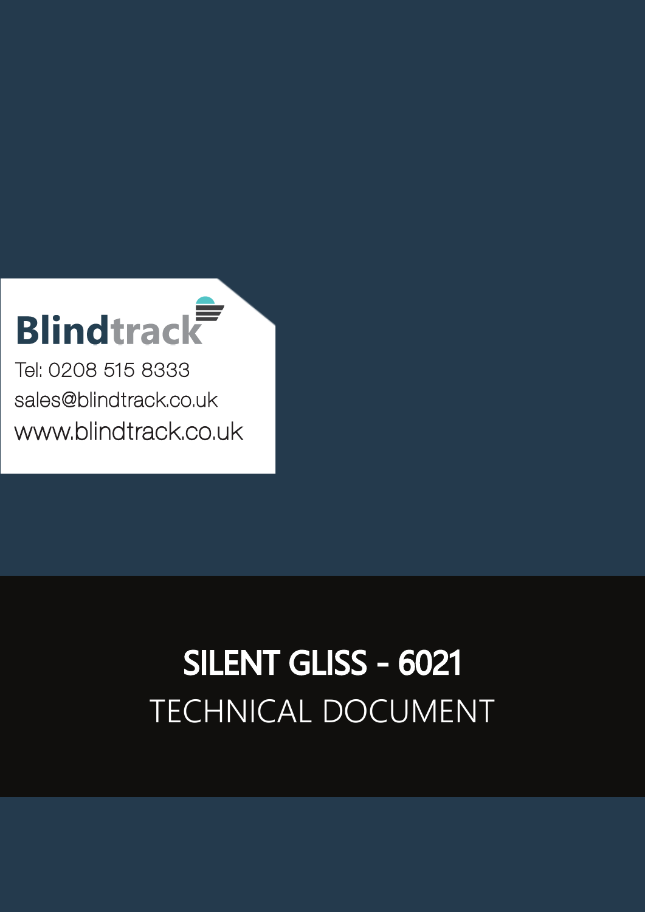Blindtrack

Tel: 0208 515 8333

sales@blindtrack.co.uk

www.blindtrack.co.uk

# SILENT GLISS - 6021

## TECHNICAL DOCUMENT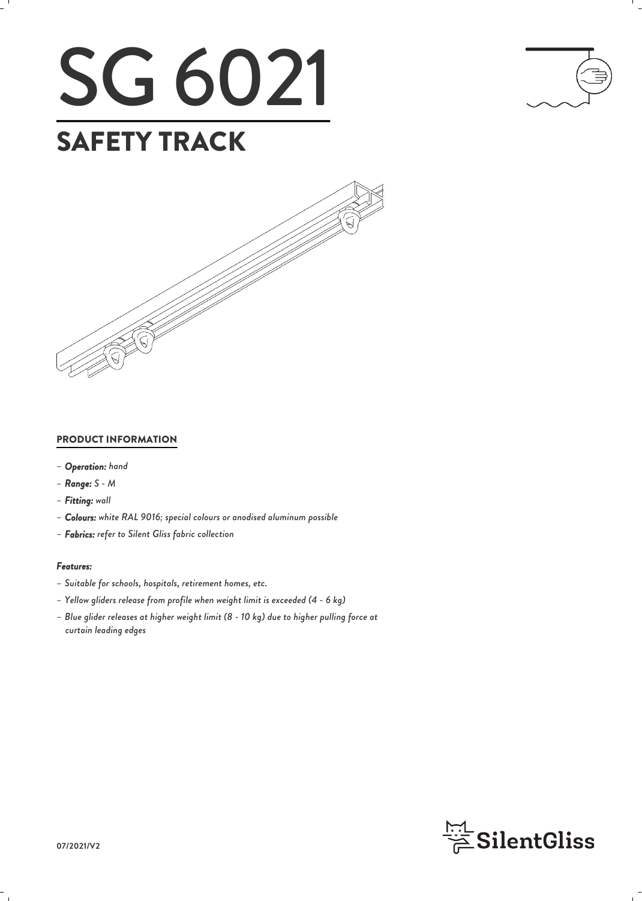# SG 6021

## SAFETY TRACK

### PRODUCT INFORMATION

- *Operation:* *hand*
- *Range:* *S - M*
- *Fitting:* *wall*
- *Colours:* *white RAL 9016; special colours or anodised aluminum possible*
- *Fabrics:* *refer to Silent Gliss fabric collection*

***Features:***

- *Suitable for schools, hospitals, retirement homes, etc.*
- *Yellow gliders release from profile when weight limit is exceeded (4 - 6 kg)*
- *Blue glider releases at higher weight limit (8 - 10 kg) due to higher pulling force at curtain leading edges*

07/2021/V2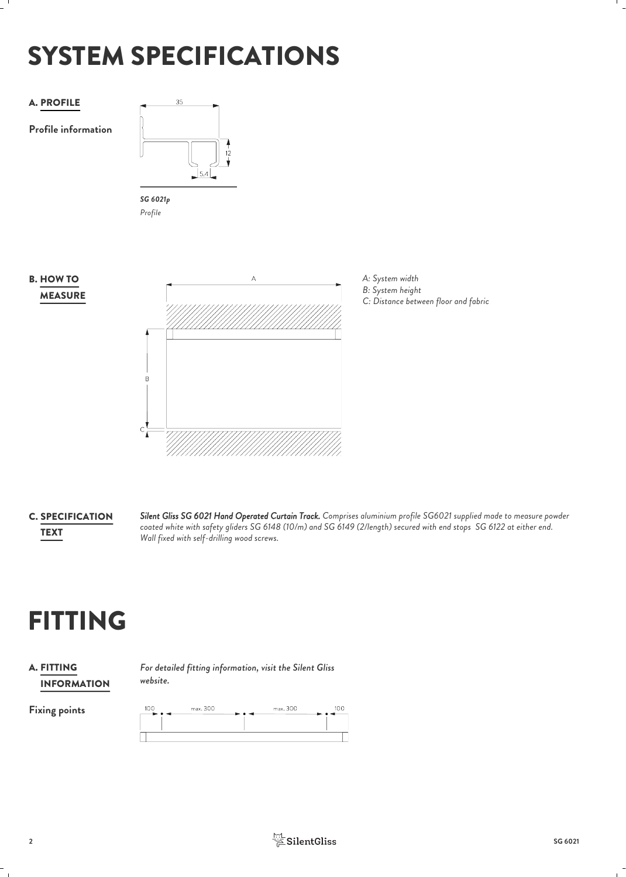# SYSTEM SPECIFICATIONS

## A. PROFILE

**Profile information**

35

12

5.4

***SG 6021p***

*Profile*

## B. HOW TO MEASURE

A

B

C

*A: System width*
*B: System height*
*C: Distance between floor and fabric*

## C. SPECIFICATION TEXT

***Silent Gliss SG 6021 Hand Operated Curtain Track.*** *Comprises aluminium profile SG6021 supplied made to measure powder coated white with safety gliders SG 6148 (10/m) and SG 6149 (2/length) secured with end stops SG 6122 at either end. Wall fixed with self-drilling wood screws.*

# FITTING

## A. FITTING INFORMATION

*For detailed fitting information, visit the Silent Gliss website.*

**Fixing points**

100 max. 300 max. 300 100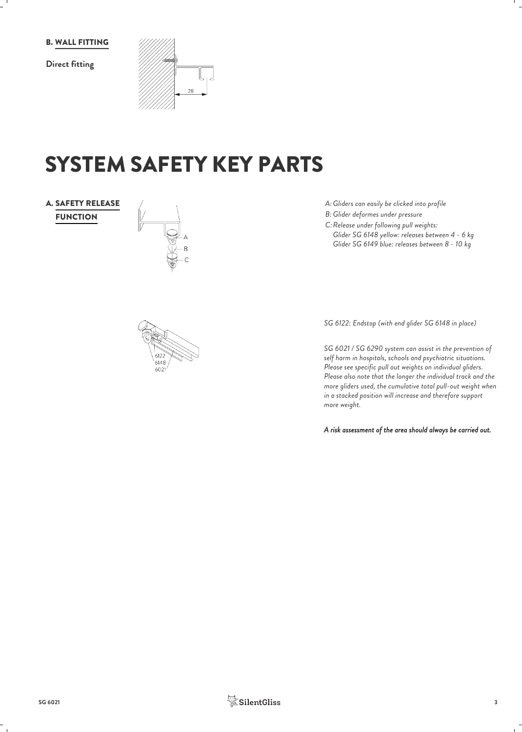## B. WALL FITTING

**Direct fitting**

# SYSTEM SAFETY KEY PARTS

## A. SAFETY RELEASE FUNCTION

*A: Gliders can easily be clicked into profile*
*B: Glider deformes under pressure*
*C: Release under following pull weights:*
*Glider SG 6148 yellow: releases between 4 - 6 kg*
*Glider SG 6149 blue: releases between 8 - 10 kg*

*SG 6122: Endstop (with end glider SG 6148 in place)*

*SG 6021 / SG 6290 system can assist in the prevention of self harm in hospitals, schools and psychiatric situations. Please see specific pull out weights on individual gliders. Please also note that the longer the individual track and the more gliders used, the cumulative total pull-out weight when in a stacked position will increase and therefore support more weight.*

***A risk assessment of the area should always be carried out.***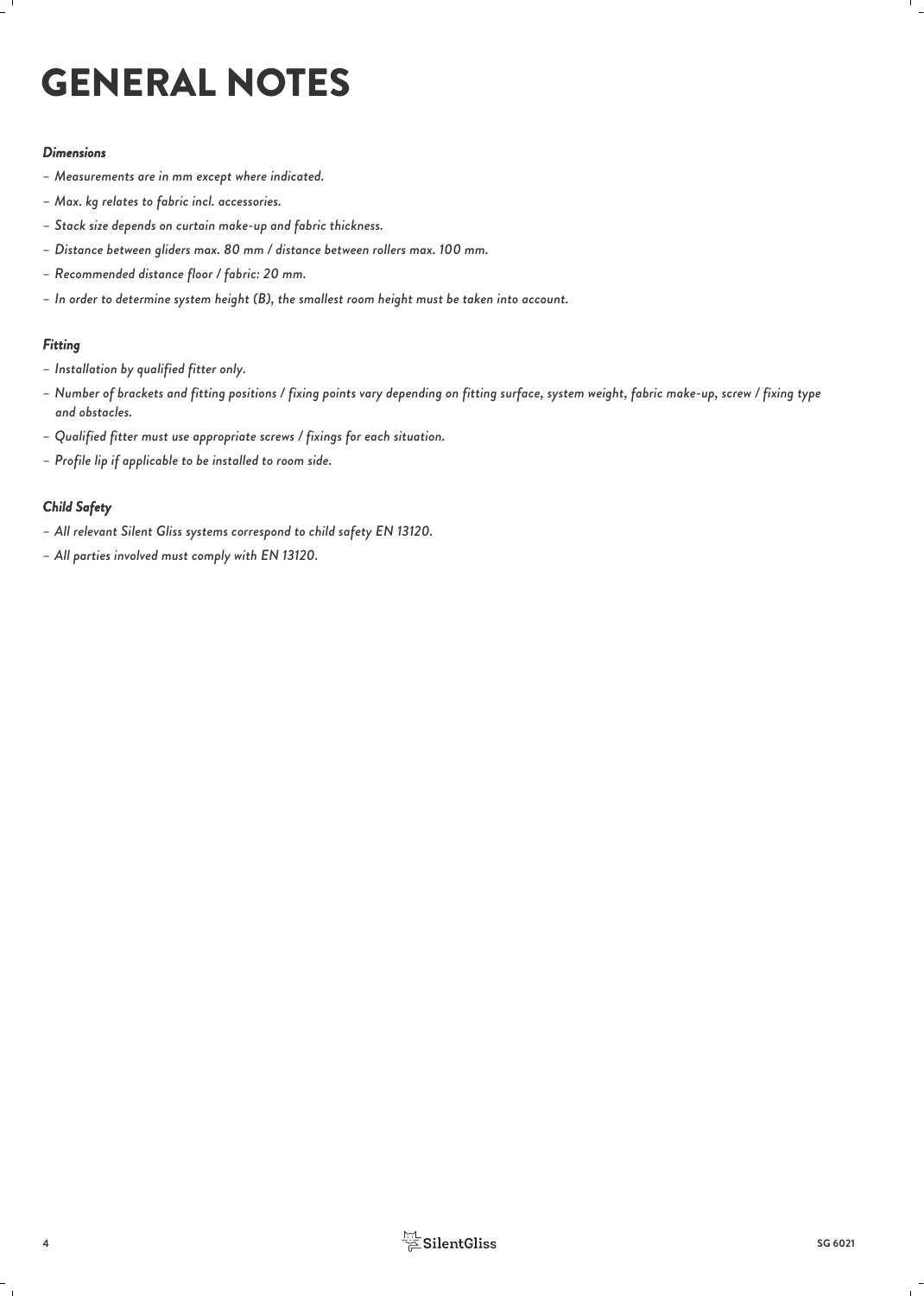# GENERAL NOTES

***Dimensions***

*– Measurements are in mm except where indicated.*

*– Max. kg relates to fabric incl. accessories.*

*– Stack size depends on curtain make-up and fabric thickness.*

*– Distance between gliders max. 80 mm / distance between rollers max. 100 mm.*

*– Recommended distance floor / fabric: 20 mm.*

*– In order to determine system height (B), the smallest room height must be taken into account.*

***Fitting***

*– Installation by qualified fitter only.*

*– Number of brackets and fitting positions / fixing points vary depending on fitting surface, system weight, fabric make-up, screw / fixing type and obstacles.*

*– Qualified fitter must use appropriate screws / fixings for each situation.*

*– Profile lip if applicable to be installed to room side.*

***Child Safety***

*– All relevant Silent Gliss systems correspond to child safety EN 13120.*

*– All parties involved must comply with EN 13120.*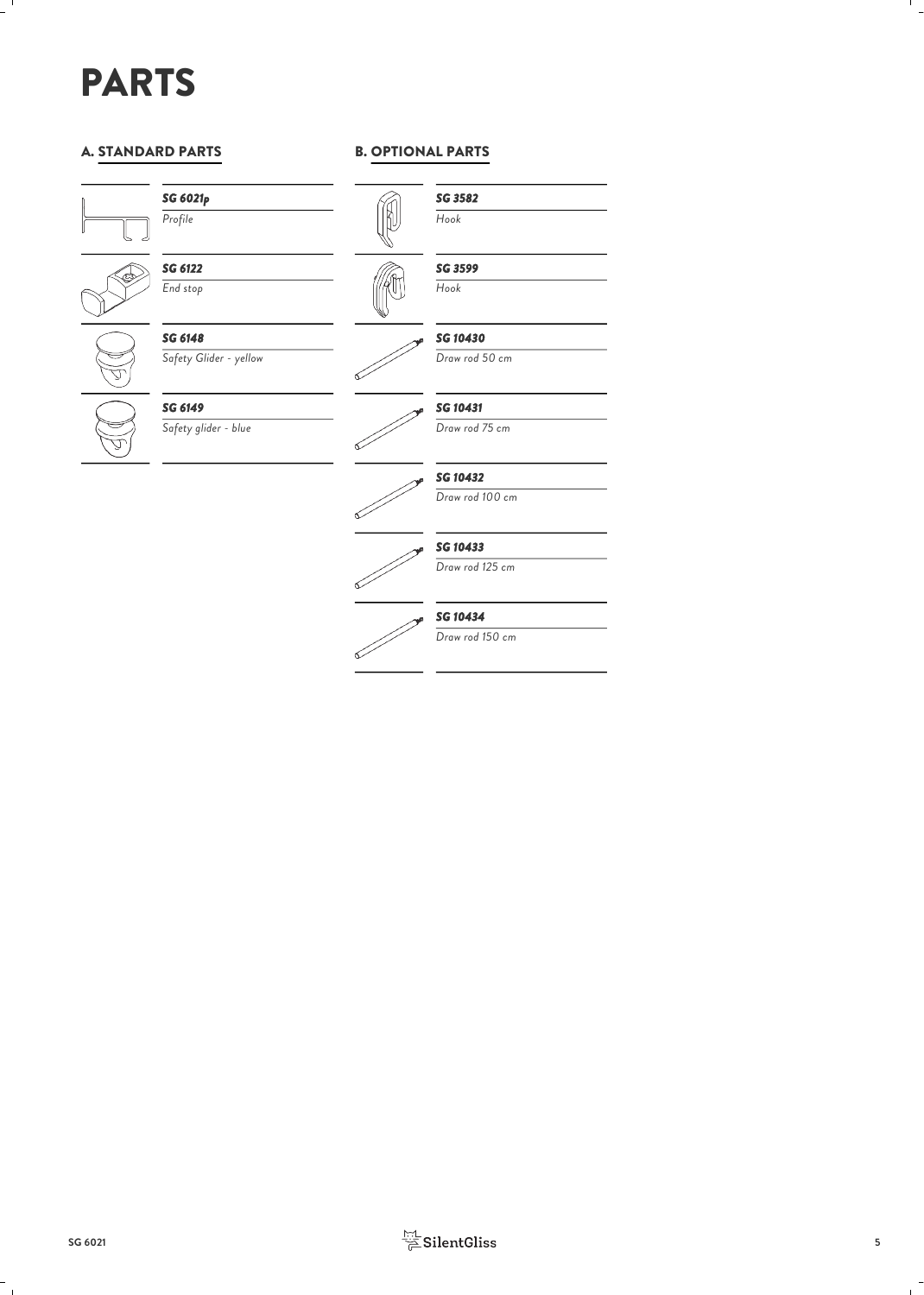# PARTS

## A. STANDARD PARTS

***SG 6021p***
*Profile*

***SG 6122***
*End stop*

***SG 6148***
*Safety Glider - yellow*

***SG 6149***
*Safety glider - blue*

## B. OPTIONAL PARTS

***SG 3582***
*Hook*

***SG 3599***
*Hook*

***SG 10430***
*Draw rod 50 cm*

***SG 10431***
*Draw rod 75 cm*

***SG 10432***
*Draw rod 100 cm*

***SG 10433***
*Draw rod 125 cm*

***SG 10434***
*Draw rod 150 cm*